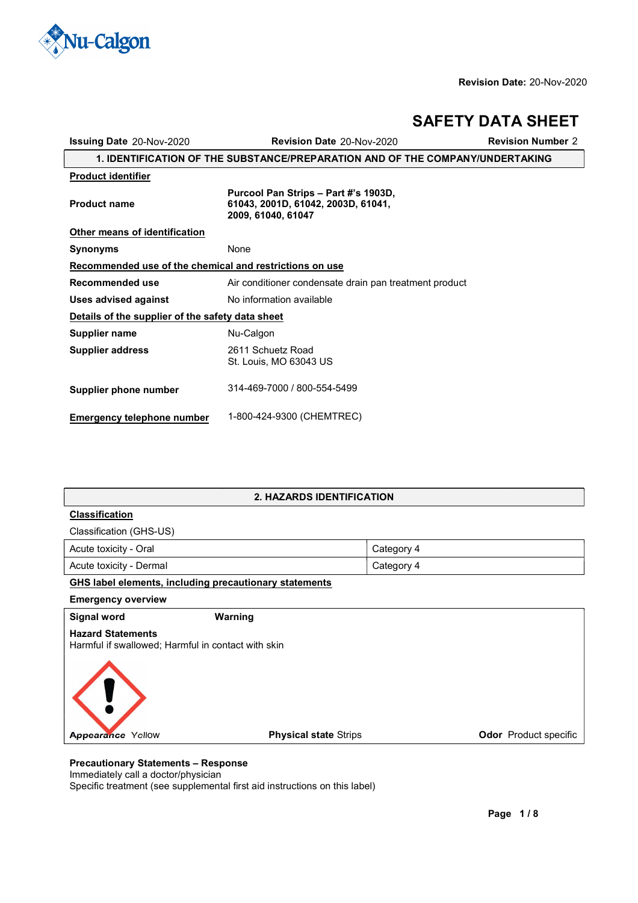Revision Date: 20-Nov-2020

# SAFETY DATA SHEET

**Issuing Date** 20-Nov-2020 **Revision Date** 20-Nov-2020 **Revision Number** 2

## 1. IDENTIFICATION OF THE SUBSTANCE/PREPARATION AND OF THE COMPANY/UNDERTAKING

**Product identifier**

| | |
|---|---|
| **Product name** | **Purcool Pan Strips – Part #'s 1903D, 61043, 2001D, 61042, 2003D, 61041, 2009, 61040, 61047** |

**Other means of identification**

| | |
|---|---|
| **Synonyms** | None |

**Recommended use of the chemical and restrictions on use**

| | |
|---|---|
| **Recommended use** | Air conditioner condensate drain pan treatment product |
| **Uses advised against** | No information available |

**Details of the supplier of the safety data sheet**

| | |
|---|---|
| **Supplier name** | Nu-Calgon |
| **Supplier address** | 2611 Schuetz Road<br>St. Louis, MO 63043 US |
| **Supplier phone number** | 314-469-7000 / 800-554-5499 |
| **Emergency telephone number** | 1-800-424-9300 (CHEMTREC) |

## 2. HAZARDS IDENTIFICATION

**Classification**

Classification (GHS-US)

| | |
|---|---|
| Acute toxicity - Oral | Category 4 |
| Acute toxicity - Dermal | Category 4 |

**GHS label elements, including precautionary statements**

**Emergency overview**

**Signal word** **Warning**

**Hazard Statements**
Harmful if swallowed; Harmful in contact with skin

**Appearance** Yellow **Physical state** Strips **Odor** Product specific

**Precautionary Statements – Response**
Immediately call a doctor/physician
Specific treatment (see supplemental first aid instructions on this label)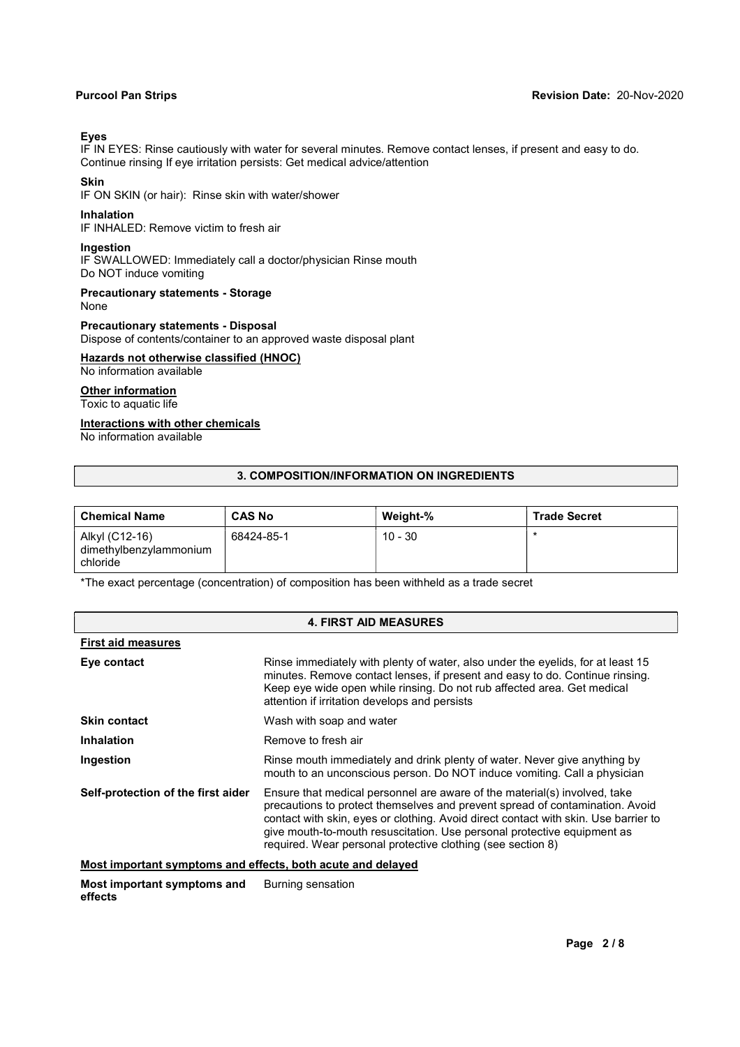**Eyes**
IF IN EYES: Rinse cautiously with water for several minutes. Remove contact lenses, if present and easy to do. Continue rinsing If eye irritation persists: Get medical advice/attention

**Skin**
IF ON SKIN (or hair): Rinse skin with water/shower

**Inhalation**
IF INHALED: Remove victim to fresh air

**Ingestion**
IF SWALLOWED: Immediately call a doctor/physician Rinse mouth
Do NOT induce vomiting

**Precautionary statements - Storage**
None

**Precautionary statements - Disposal**
Dispose of contents/container to an approved waste disposal plant

**Hazards not otherwise classified (HNOC)**
No information available

**Other information**
Toxic to aquatic life

**Interactions with other chemicals**
No information available

## 3. COMPOSITION/INFORMATION ON INGREDIENTS

| Chemical Name | CAS No | Weight-% | Trade Secret |
|---|---|---|---|
| Alkyl (C12-16) dimethylbenzylammonium chloride | 68424-85-1 | 10 - 30 | * |

*The exact percentage (concentration) of composition has been withheld as a trade secret

## 4. FIRST AID MEASURES

**First aid measures**

| | |
|---|---|
| **Eye contact** | Rinse immediately with plenty of water, also under the eyelids, for at least 15 minutes. Remove contact lenses, if present and easy to do. Continue rinsing. Keep eye wide open while rinsing. Do not rub affected area. Get medical attention if irritation develops and persists |
| **Skin contact** | Wash with soap and water |
| **Inhalation** | Remove to fresh air |
| **Ingestion** | Rinse mouth immediately and drink plenty of water. Never give anything by mouth to an unconscious person. Do NOT induce vomiting. Call a physician |
| **Self-protection of the first aider** | Ensure that medical personnel are aware of the material(s) involved, take precautions to protect themselves and prevent spread of contamination. Avoid contact with skin, eyes or clothing. Avoid direct contact with skin. Use barrier to give mouth-to-mouth resuscitation. Use personal protective equipment as required. Wear personal protective clothing (see section 8) |

**Most important symptoms and effects, both acute and delayed**

| | |
|---|---|
| **Most important symptoms and effects** | Burning sensation |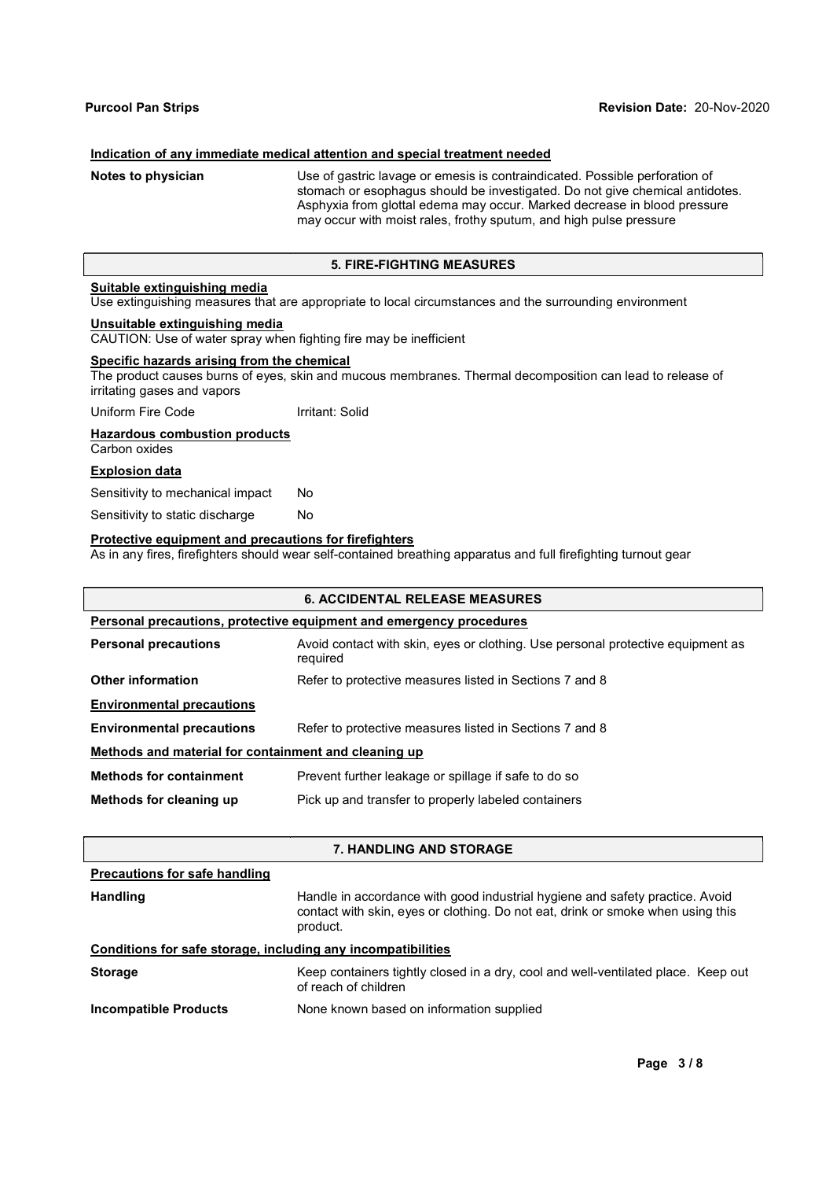#### Indication of any immediate medical attention and special treatment needed

**Notes to physician** Use of gastric lavage or emesis is contraindicated. Possible perforation of stomach or esophagus should be investigated. Do not give chemical antidotes. Asphyxia from glottal edema may occur. Marked decrease in blood pressure may occur with moist rales, frothy sputum, and high pulse pressure

## 5. FIRE-FIGHTING MEASURES

#### Suitable extinguishing media

Use extinguishing measures that are appropriate to local circumstances and the surrounding environment

#### Unsuitable extinguishing media

CAUTION: Use of water spray when fighting fire may be inefficient

#### Specific hazards arising from the chemical

The product causes burns of eyes, skin and mucous membranes. Thermal decomposition can lead to release of irritating gases and vapors

Uniform Fire Code Irritant: Solid

#### Hazardous combustion products

Carbon oxides

#### Explosion data

Sensitivity to mechanical impact No

Sensitivity to static discharge No

#### Protective equipment and precautions for firefighters

As in any fires, firefighters should wear self-contained breathing apparatus and full firefighting turnout gear

## 6. ACCIDENTAL RELEASE MEASURES

#### Personal precautions, protective equipment and emergency procedures

**Personal precautions** Avoid contact with skin, eyes or clothing. Use personal protective equipment as required

**Other information** Refer to protective measures listed in Sections 7 and 8

#### Environmental precautions

**Environmental precautions** Refer to protective measures listed in Sections 7 and 8

#### Methods and material for containment and cleaning up

**Methods for containment** Prevent further leakage or spillage if safe to do so

**Methods for cleaning up** Pick up and transfer to properly labeled containers

## 7. HANDLING AND STORAGE

#### Precautions for safe handling

**Handling** Handle in accordance with good industrial hygiene and safety practice. Avoid contact with skin, eyes or clothing. Do not eat, drink or smoke when using this product.

#### Conditions for safe storage, including any incompatibilities

**Storage** Keep containers tightly closed in a dry, cool and well-ventilated place. Keep out of reach of children

**Incompatible Products** None known based on information supplied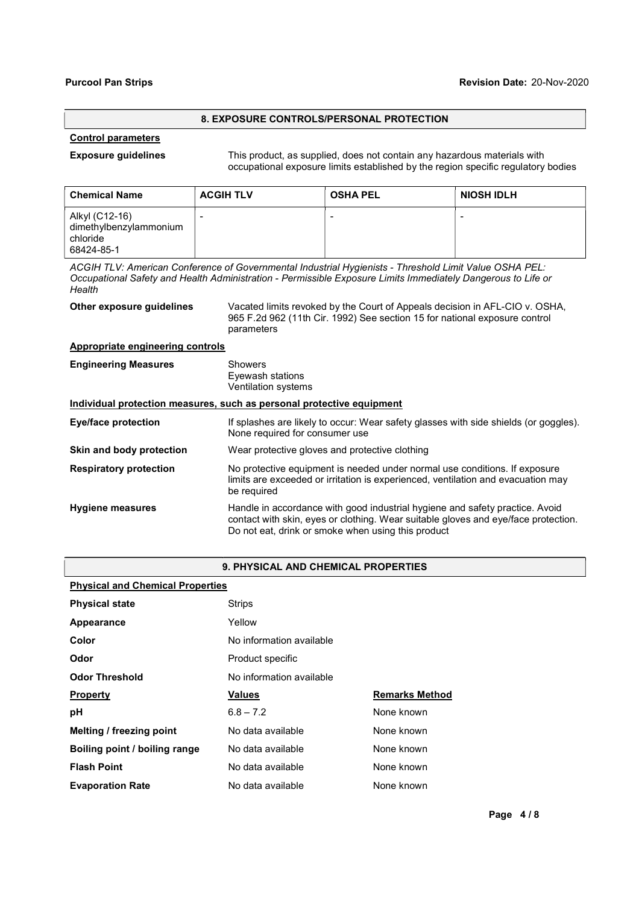## 8. EXPOSURE CONTROLS/PERSONAL PROTECTION

### Control parameters

**Exposure guidelines** This product, as supplied, does not contain any hazardous materials with occupational exposure limits established by the region specific regulatory bodies

| Chemical Name | ACGIH TLV | OSHA PEL | NIOSH IDLH |
|---|---|---|---|
| Alkyl (C12-16) dimethylbenzylammonium chloride 68424-85-1 | - | - | - |

*ACGIH TLV: American Conference of Governmental Industrial Hygienists - Threshold Limit Value OSHA PEL: Occupational Safety and Health Administration - Permissible Exposure Limits Immediately Dangerous to Life or Health*

**Other exposure guidelines** Vacated limits revoked by the Court of Appeals decision in AFL-CIO v. OSHA, 965 F.2d 962 (11th Cir. 1992) See section 15 for national exposure control parameters

### Appropriate engineering controls

**Engineering Measures** Showers
Eyewash stations
Ventilation systems

### Individual protection measures, such as personal protective equipment

**Eye/face protection** If splashes are likely to occur: Wear safety glasses with side shields (or goggles). None required for consumer use

**Skin and body protection** Wear protective gloves and protective clothing

**Respiratory protection** No protective equipment is needed under normal use conditions. If exposure limits are exceeded or irritation is experienced, ventilation and evacuation may be required

**Hygiene measures** Handle in accordance with good industrial hygiene and safety practice. Avoid contact with skin, eyes or clothing. Wear suitable gloves and eye/face protection. Do not eat, drink or smoke when using this product

## 9. PHYSICAL AND CHEMICAL PROPERTIES

### Physical and Chemical Properties

**Physical state** Strips

**Appearance** Yellow

**Color** No information available

**Odor** Product specific

**Odor Threshold** No information available

| Property | Values | Remarks Method |
|---|---|---|
| **pH** | 6.8 – 7.2 | None known |
| **Melting / freezing point** | No data available | None known |
| **Boiling point / boiling range** | No data available | None known |
| **Flash Point** | No data available | None known |
| **Evaporation Rate** | No data available | None known |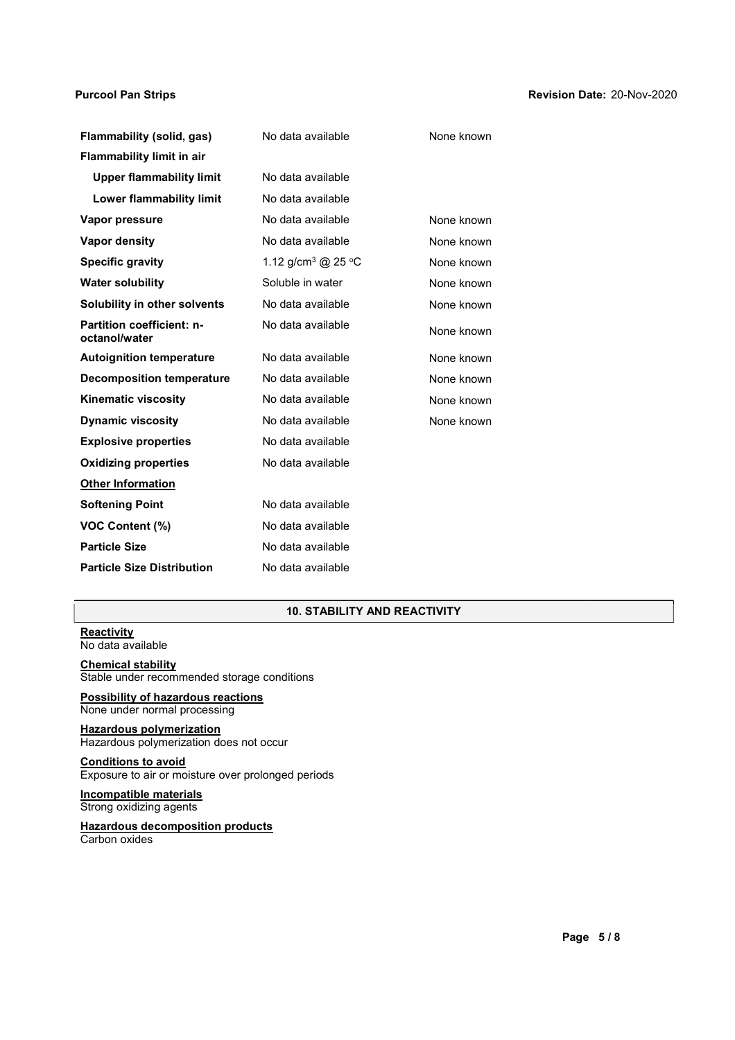| | | |
|---|---|---|
| **Flammability (solid, gas)** | No data available | None known |
| **Flammability limit in air** | | |
| **Upper flammability limit** | No data available | |
| **Lower flammability limit** | No data available | |
| **Vapor pressure** | No data available | None known |
| **Vapor density** | No data available | None known |
| **Specific gravity** | 1.12 $g/cm^3$ @ 25 °C | None known |
| **Water solubility** | Soluble in water | None known |
| **Solubility in other solvents** | No data available | None known |
| **Partition coefficient: n-octanol/water** | No data available | None known |
| **Autoignition temperature** | No data available | None known |
| **Decomposition temperature** | No data available | None known |
| **Kinematic viscosity** | No data available | None known |
| **Dynamic viscosity** | No data available | None known |
| **Explosive properties** | No data available | |
| **Oxidizing properties** | No data available | |
| **Other Information** | | |
| **Softening Point** | No data available | |
| **VOC Content (%)** | No data available | |
| **Particle Size** | No data available | |
| **Particle Size Distribution** | No data available | |

## 10. STABILITY AND REACTIVITY

**Reactivity**
No data available

**Chemical stability**
Stable under recommended storage conditions

**Possibility of hazardous reactions**
None under normal processing

**Hazardous polymerization**
Hazardous polymerization does not occur

**Conditions to avoid**
Exposure to air or moisture over prolonged periods

**Incompatible materials**
Strong oxidizing agents

**Hazardous decomposition products**
Carbon oxides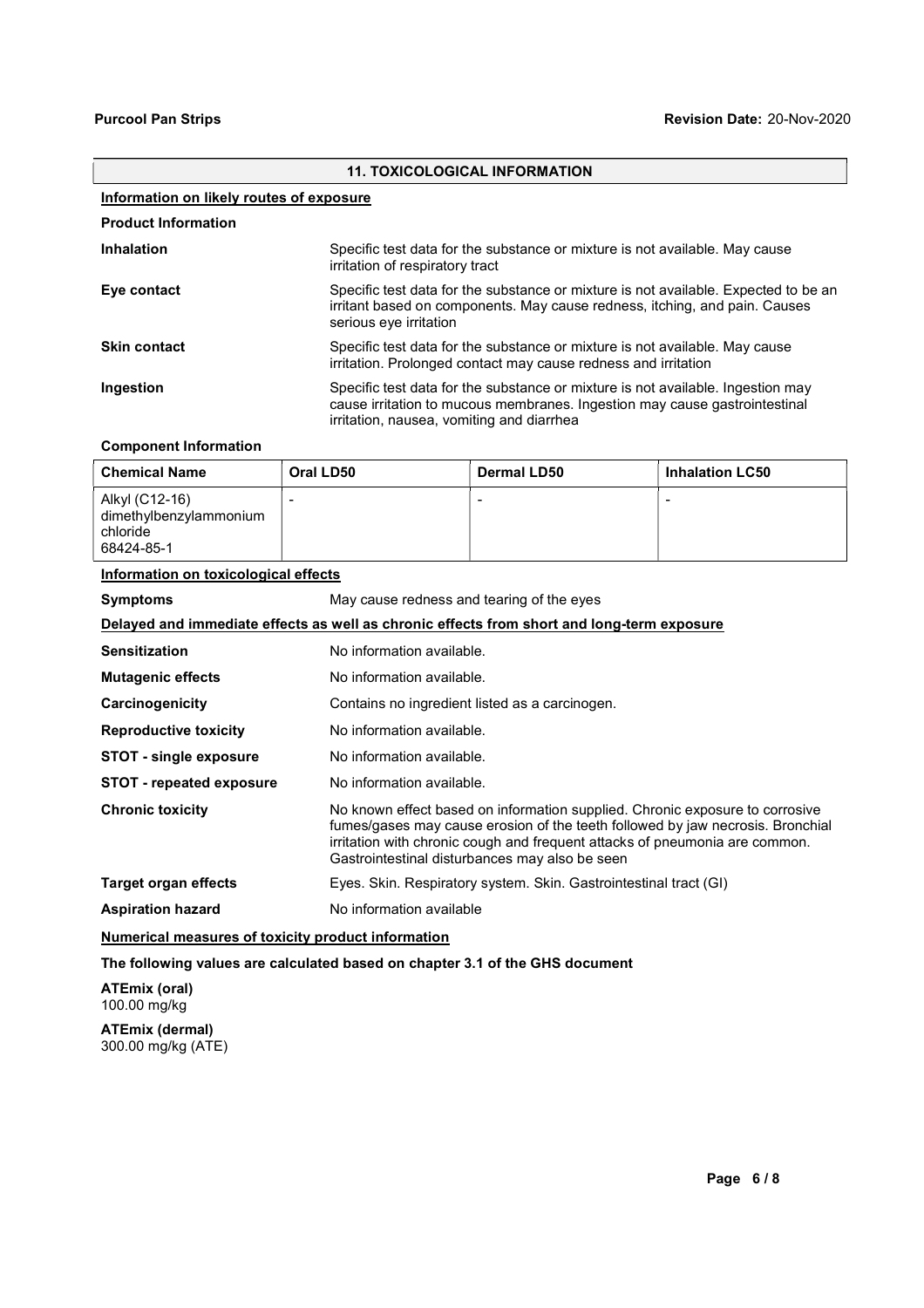## 11. TOXICOLOGICAL INFORMATION

### Information on likely routes of exposure

**Product Information**

**Inhalation** Specific test data for the substance or mixture is not available. May cause irritation of respiratory tract

**Eye contact** Specific test data for the substance or mixture is not available. Expected to be an irritant based on components. May cause redness, itching, and pain. Causes serious eye irritation

**Skin contact** Specific test data for the substance or mixture is not available. May cause irritation. Prolonged contact may cause redness and irritation

**Ingestion** Specific test data for the substance or mixture is not available. Ingestion may cause irritation to mucous membranes. Ingestion may cause gastrointestinal irritation, nausea, vomiting and diarrhea

**Component Information**

| Chemical Name | Oral LD50 | Dermal LD50 | Inhalation LC50 |
|---|---|---|---|
| Alkyl (C12-16) dimethylbenzylammonium chloride 68424-85-1 | - | - | - |

### Information on toxicological effects

**Symptoms** May cause redness and tearing of the eyes

### Delayed and immediate effects as well as chronic effects from short and long-term exposure

**Sensitization** No information available.

**Mutagenic effects** No information available.

**Carcinogenicity** Contains no ingredient listed as a carcinogen.

**Reproductive toxicity** No information available.

**STOT - single exposure** No information available.

**STOT - repeated exposure** No information available.

**Chronic toxicity** No known effect based on information supplied. Chronic exposure to corrosive fumes/gases may cause erosion of the teeth followed by jaw necrosis. Bronchial irritation with chronic cough and frequent attacks of pneumonia are common. Gastrointestinal disturbances may also be seen

**Target organ effects** Eyes. Skin. Respiratory system. Skin. Gastrointestinal tract (GI)

**Aspiration hazard** No information available

### Numerical measures of toxicity product information

**The following values are calculated based on chapter 3.1 of the GHS document**

**ATEmix (oral)**
100.00 mg/kg

**ATEmix (dermal)**
300.00 mg/kg (ATE)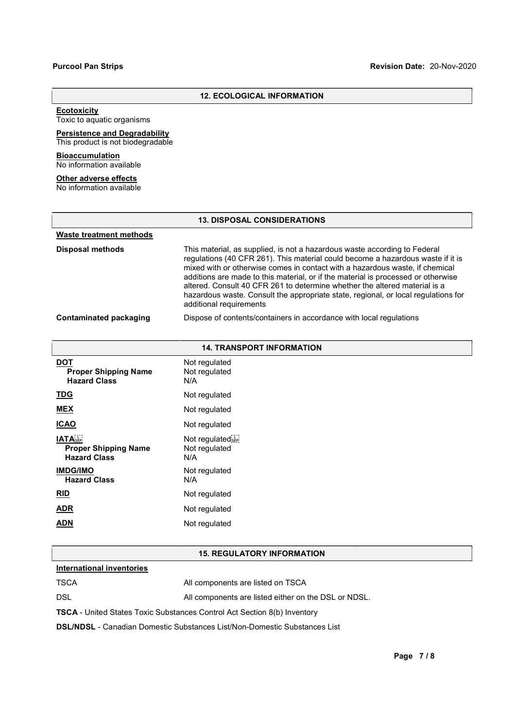## 12. ECOLOGICAL INFORMATION

**Ecotoxicity**
Toxic to aquatic organisms

**Persistence and Degradability**
This product is not biodegradable

**Bioaccumulation**
No information available

**Other adverse effects**
No information available

## 13. DISPOSAL CONSIDERATIONS

**Waste treatment methods**

| | |
|---|---|
| **Disposal methods** | This material, as supplied, is not a hazardous waste according to Federal regulations (40 CFR 261). This material could become a hazardous waste if it is mixed with or otherwise comes in contact with a hazardous waste, if chemical additions are made to this material, or if the material is processed or otherwise altered. Consult 40 CFR 261 to determine whether the altered material is a hazardous waste. Consult the appropriate state, regional, or local regulations for additional requirements |
| **Contaminated packaging** | Dispose of contents/containers in accordance with local regulations |

## 14. TRANSPORT INFORMATION

| | |
|---|---|
| **DOT** | Not regulated |
| **Proper Shipping Name** | Not regulated |
| **Hazard Class** | N/A |
| **TDG** | Not regulated |
| **MEX** | Not regulated |
| **ICAO** | Not regulated |
| **IATA** | Not regulated |
| **Proper Shipping Name** | Not regulated |
| **Hazard Class** | N/A |
| **IMDG/IMO** | Not regulated |
| **Hazard Class** | N/A |
| **RID** | Not regulated |
| **ADR** | Not regulated |
| **ADN** | Not regulated |

## 15. REGULATORY INFORMATION

**International inventories**

| | |
|---|---|
| TSCA | All components are listed on TSCA |
| DSL | All components are listed either on the DSL or NDSL. |

**TSCA** - United States Toxic Substances Control Act Section 8(b) Inventory

**DSL/NDSL** - Canadian Domestic Substances List/Non-Domestic Substances List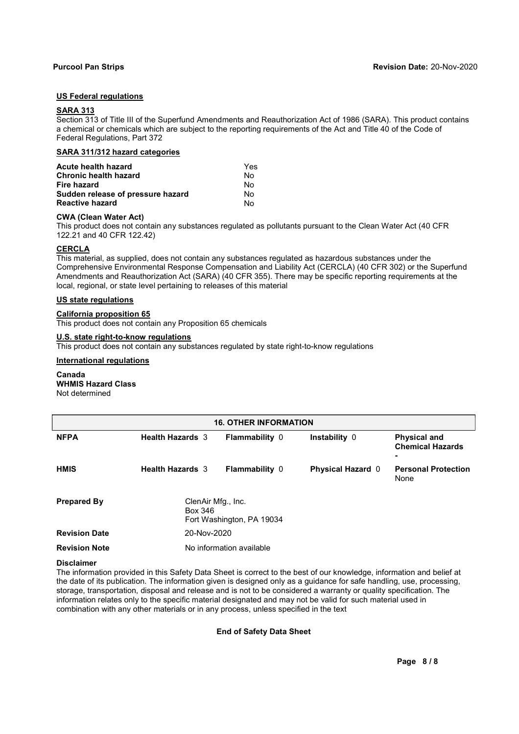**US Federal regulations**

**SARA 313**

Section 313 of Title III of the Superfund Amendments and Reauthorization Act of 1986 (SARA). This product contains a chemical or chemicals which are subject to the reporting requirements of the Act and Title 40 of the Code of Federal Regulations, Part 372

**SARA 311/312 hazard categories**

| | |
|---|---|
| **Acute health hazard** | Yes |
| **Chronic health hazard** | No |
| **Fire hazard** | No |
| **Sudden release of pressure hazard** | No |
| **Reactive hazard** | No |

**CWA (Clean Water Act)**

This product does not contain any substances regulated as pollutants pursuant to the Clean Water Act (40 CFR 122.21 and 40 CFR 122.42)

**CERCLA**

This material, as supplied, does not contain any substances regulated as hazardous substances under the Comprehensive Environmental Response Compensation and Liability Act (CERCLA) (40 CFR 302) or the Superfund Amendments and Reauthorization Act (SARA) (40 CFR 355). There may be specific reporting requirements at the local, regional, or state level pertaining to releases of this material

**US state regulations**

**California proposition 65**

This product does not contain any Proposition 65 chemicals

**U.S. state right-to-know regulations**

This product does not contain any substances regulated by state right-to-know regulations

**International regulations**

**Canada**
**WHMIS Hazard Class**
Not determined

## 16. OTHER INFORMATION

| | | | | |
|---|---|---|---|---|
| **NFPA** | **Health Hazards** 3 | **Flammability** 0 | **Instability** 0 | **Physical and Chemical Hazards** - |
| **HMIS** | **Health Hazards** 3 | **Flammability** 0 | **Physical Hazard** 0 | **Personal Protection** None |

**Prepared By** ClenAir Mfg., Inc.
Box 346
Fort Washington, PA 19034

**Revision Date** 20-Nov-2020

**Revision Note** No information available

**Disclaimer**

The information provided in this Safety Data Sheet is correct to the best of our knowledge, information and belief at the date of its publication. The information given is designed only as a guidance for safe handling, use, processing, storage, transportation, disposal and release and is not to be considered a warranty or quality specification. The information relates only to the specific material designated and may not be valid for such material used in combination with any other materials or in any process, unless specified in the text

**End of Safety Data Sheet**